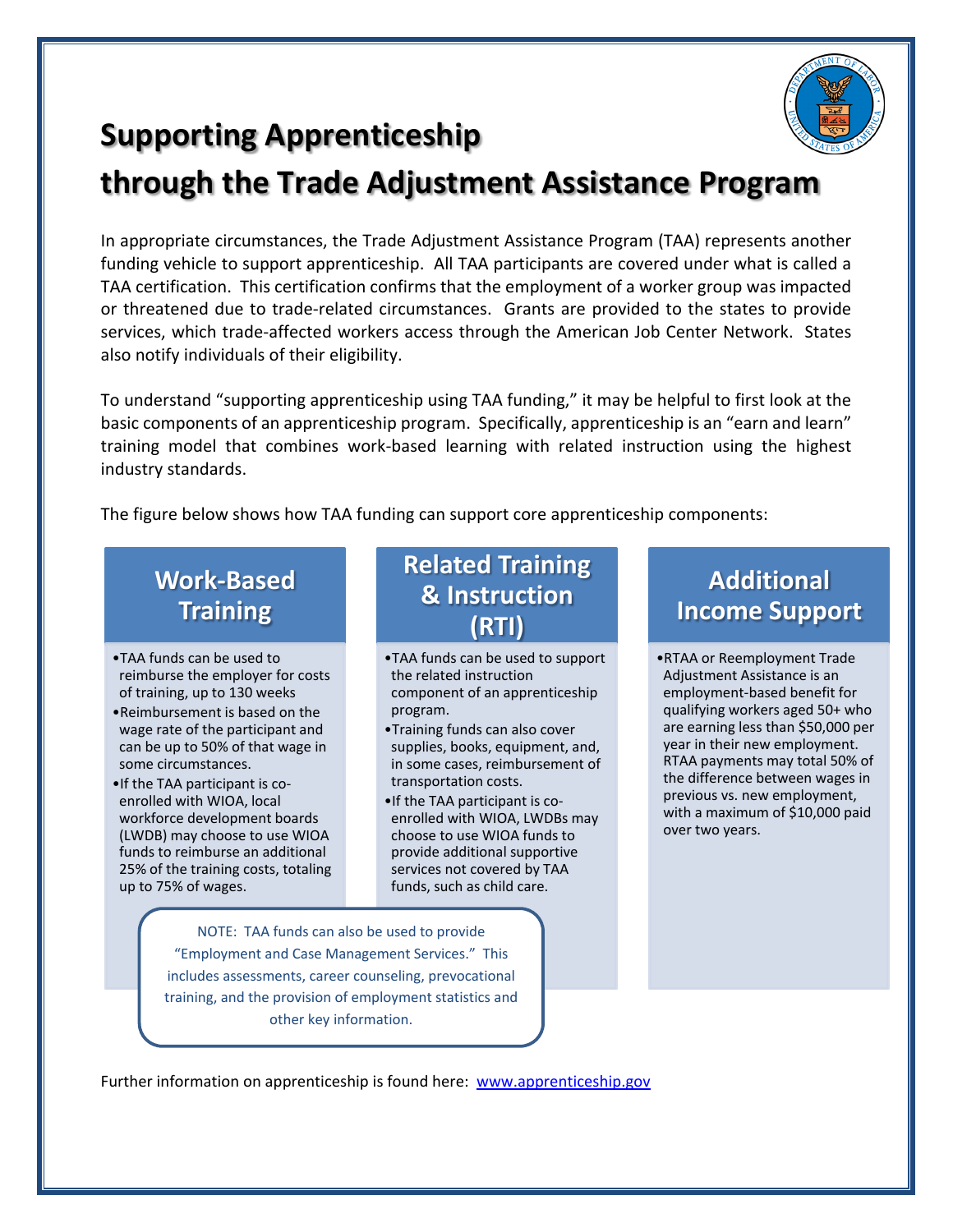# Supporting Apprenticeship through the Trade Adjustment Assistance Program

In appropriate circumstances, the Trade Adjustment Assistance Program (TAA) represents another funding vehicle to support apprenticeship. All TAA participants are covered under what is called a TAA certification. This certification confirms that the employment of a worker group was impacted or threatened due to trade-related circumstances. Grants are provided to the states to provide services, which trade-affected workers access through the American Job Center Network. States also notify individuals of their eligibility.

To understand "supporting apprenticeship using TAA funding," it may be helpful to first look at the basic components of an apprenticeship program. Specifically, apprenticeship is an "earn and learn" training model that combines work-based learning with related instruction using the highest industry standards.

The figure below shows how TAA funding can support core apprenticeship components:

## Work-Based Training

- TAA funds can be used to reimburse the employer for costs of training, up to 130 weeks
- Reimbursement is based on the wage rate of the participant and can be up to 50% of that wage in some circumstances.
- If the TAA participant is co-enrolled with WIOA, local workforce development boards (LWDB) may choose to use WIOA funds to reimburse an additional 25% of the training costs, totaling up to 75% of wages.

## Related Training & Instruction (RTI)

- TAA funds can be used to support the related instruction component of an apprenticeship program.
- Training funds can also cover supplies, books, equipment, and, in some cases, reimbursement of transportation costs.
- If the TAA participant is co-enrolled with WIOA, LWDBs may choose to use WIOA funds to provide additional supportive services not covered by TAA funds, such as child care.

## Additional Income Support

- RTAA or Reemployment Trade Adjustment Assistance is an employment-based benefit for qualifying workers aged 50+ who are earning less than $50,000 per year in their new employment. RTAA payments may total 50% of the difference between wages in previous vs. new employment, with a maximum of $10,000 paid over two years.

NOTE: TAA funds can also be used to provide "Employment and Case Management Services." This includes assessments, career counseling, prevocational training, and the provision of employment statistics and other key information.

Further information on apprenticeship is found here: [www.apprenticeship.gov](http://www.apprenticeship.gov)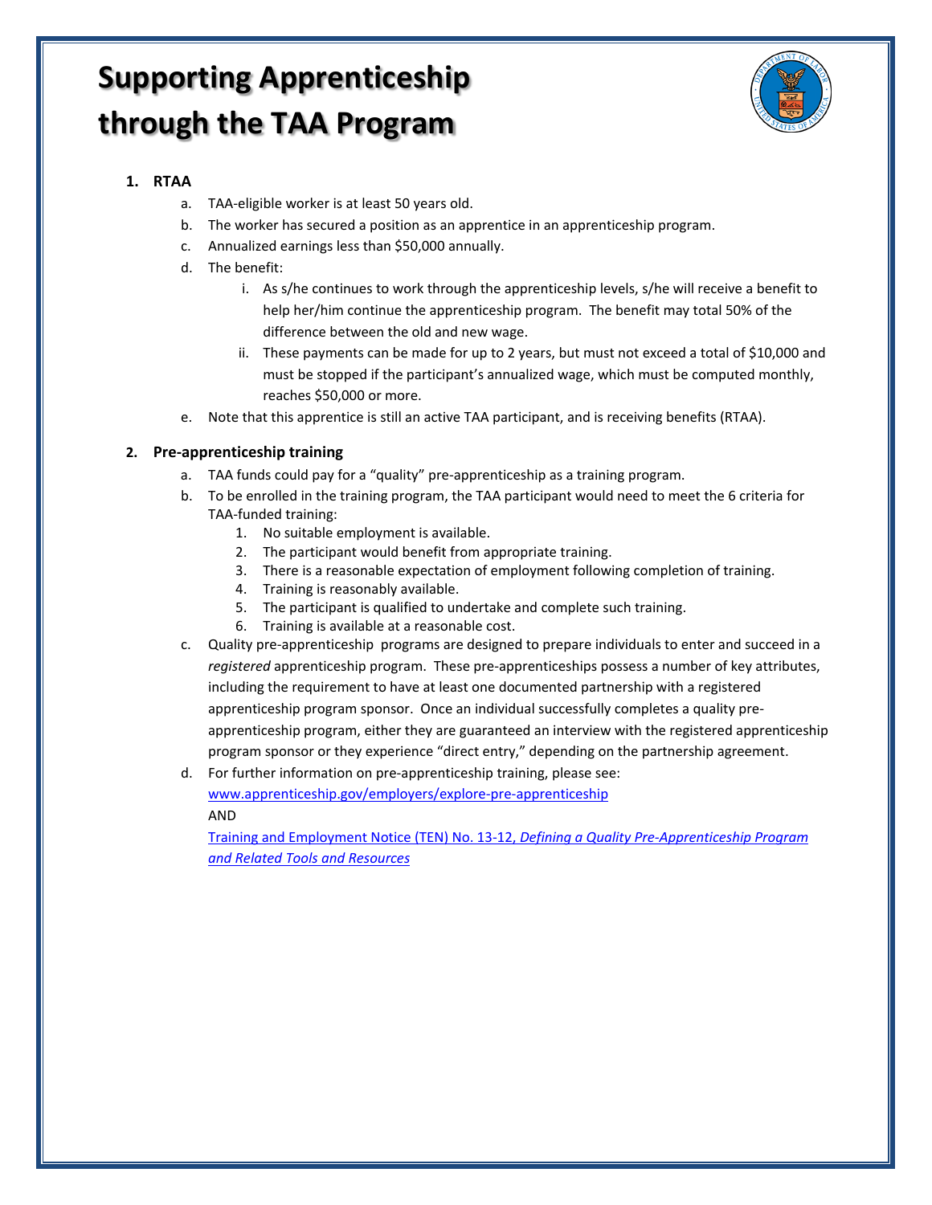# Supporting Apprenticeship through the TAA Program

1. **RTAA**
   a. TAA-eligible worker is at least 50 years old.
   b. The worker has secured a position as an apprentice in an apprenticeship program.
   c. Annualized earnings less than $50,000 annually.
   d. The benefit:
      i. As s/he continues to work through the apprenticeship levels, s/he will receive a benefit to help her/him continue the apprenticeship program. The benefit may total 50% of the difference between the old and new wage.
      ii. These payments can be made for up to 2 years, but must not exceed a total of $10,000 and must be stopped if the participant's annualized wage, which must be computed monthly, reaches $50,000 or more.
   e. Note that this apprentice is still an active TAA participant, and is receiving benefits (RTAA).

2. **Pre-apprenticeship training**
   a. TAA funds could pay for a "quality" pre-apprenticeship as a training program.
   b. To be enrolled in the training program, the TAA participant would need to meet the 6 criteria for TAA-funded training:
      1. No suitable employment is available.
      2. The participant would benefit from appropriate training.
      3. There is a reasonable expectation of employment following completion of training.
      4. Training is reasonably available.
      5. The participant is qualified to undertake and complete such training.
      6. Training is available at a reasonable cost.
   c. Quality pre-apprenticeship programs are designed to prepare individuals to enter and succeed in a *registered* apprenticeship program. These pre-apprenticeships possess a number of key attributes, including the requirement to have at least one documented partnership with a registered apprenticeship program sponsor. Once an individual successfully completes a quality pre-apprenticeship program, either they are guaranteed an interview with the registered apprenticeship program sponsor or they experience "direct entry," depending on the partnership agreement.
   d. For further information on pre-apprenticeship training, please see:
      www.apprenticeship.gov/employers/explore-pre-apprenticeship
      AND
      Training and Employment Notice (TEN) No. 13-12, *Defining a Quality Pre-Apprenticeship Program and Related Tools and Resources*